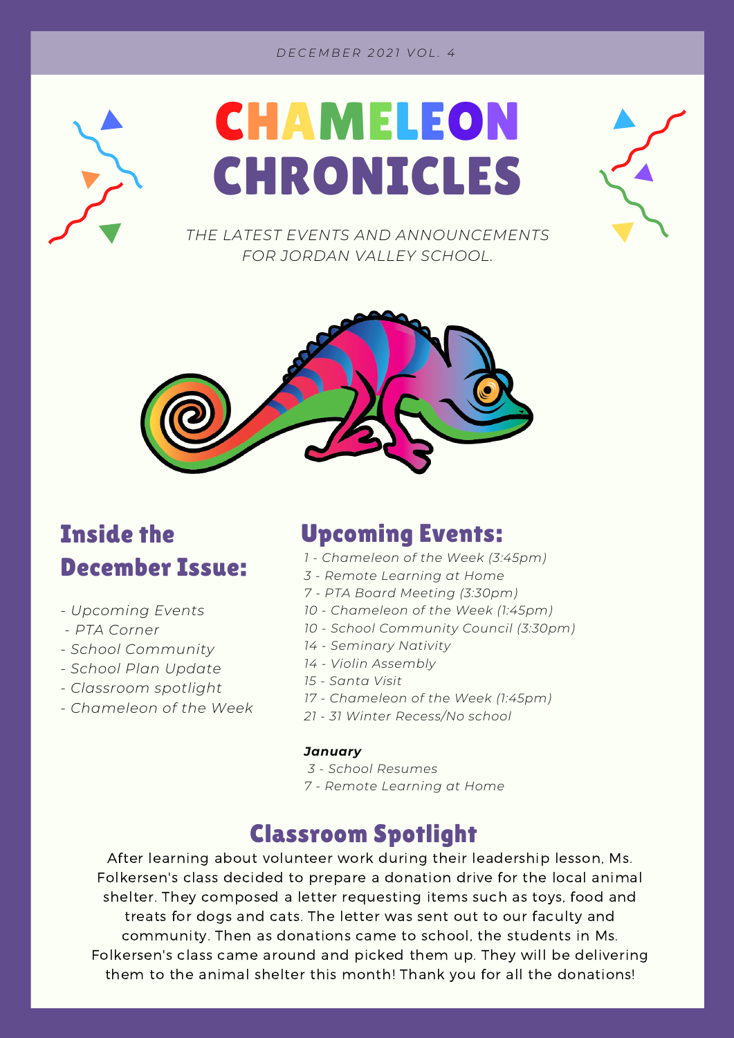*DECEMBER 2021 VOL. 4*

# CHAMELEON CHRONICLES

*THE LATEST EVENTS AND ANNOUNCEMENTS FOR JORDAN VALLEY SCHOOL.*

## Inside the December Issue:

- *Upcoming Events*
- *PTA Corner*
- *School Community*
- *School Plan Update*
- *Classroom spotlight*
- *Chameleon of the Week*

## Upcoming Events:

*1 - Chameleon of the Week (3:45pm)*
*3 - Remote Learning at Home*
*7 - PTA Board Meeting (3:30pm)*
*10 - Chameleon of the Week (1:45pm)*
*10 - School Community Council (3:30pm)*
*14 - Seminary Nativity*
*14 - Violin Assembly*
*15 - Santa Visit*
*17 - Chameleon of the Week (1:45pm)*
*21 - 31 Winter Recess/No school*

***January***

*3 - School Resumes*
*7 - Remote Learning at Home*

## Classroom Spotlight

After learning about volunteer work during their leadership lesson, Ms. Folkersen's class decided to prepare a donation drive for the local animal shelter. They composed a letter requesting items such as toys, food and treats for dogs and cats. The letter was sent out to our faculty and community. Then as donations came to school, the students in Ms. Folkersen's class came around and picked them up. They will be delivering them to the animal shelter this month! Thank you for all the donations!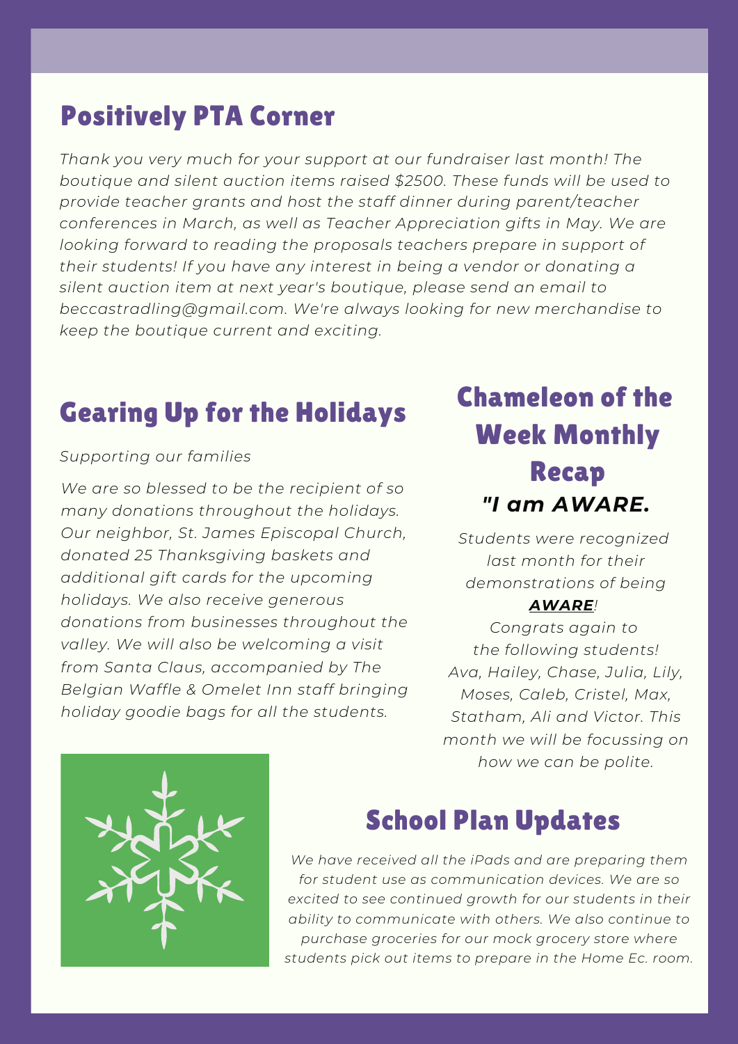## Positively PTA Corner

*Thank you very much for your support at our fundraiser last month! The boutique and silent auction items raised $2500. These funds will be used to provide teacher grants and host the staff dinner during parent/teacher conferences in March, as well as Teacher Appreciation gifts in May. We are looking forward to reading the proposals teachers prepare in support of their students! If you have any interest in being a vendor or donating a silent auction item at next year's boutique, please send an email to beccastradling@gmail.com. We're always looking for new merchandise to keep the boutique current and exciting.*

## Gearing Up for the Holidays

*Supporting our families*

*We are so blessed to be the recipient of so many donations throughout the holidays. Our neighbor, St. James Episcopal Church, donated 25 Thanksgiving baskets and additional gift cards for the upcoming holidays. We also receive generous donations from businesses throughout the valley. We will also be welcoming a visit from Santa Claus, accompanied by The Belgian Waffle & Omelet Inn staff bringing holiday goodie bags for all the students.*

## Chameleon of the Week Monthly Recap

***"I am AWARE.***

*Students were recognized last month for their demonstrations of being **AWARE**!*

*Congrats again to the following students! Ava, Hailey, Chase, Julia, Lily, Moses, Caleb, Cristel, Max, Statham, Ali and Victor. This month we will be focussing on how we can be polite.*

## School Plan Updates

*We have received all the iPads and are preparing them for student use as communication devices. We are so excited to see continued growth for our students in their ability to communicate with others. We also continue to purchase groceries for our mock grocery store where students pick out items to prepare in the Home Ec. room.*